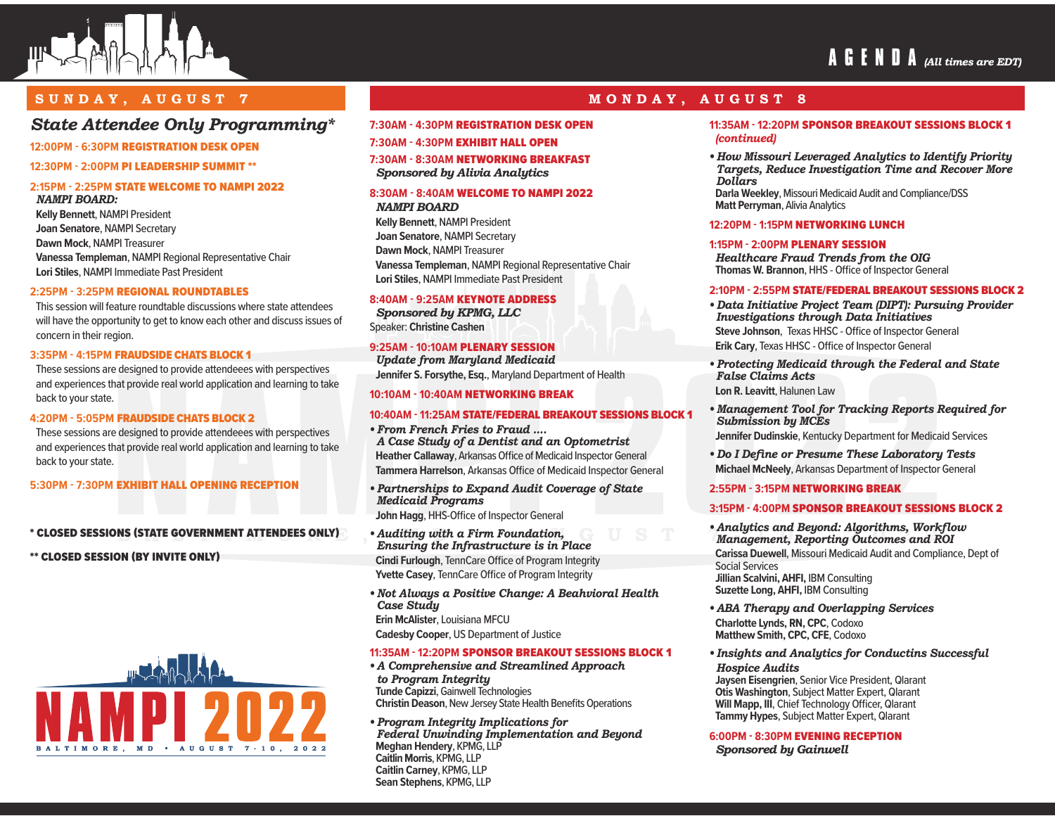# AGENDA *(All times are EDT)*

## SUNDAY, AUGUST 7

### *State Attendee Only Programming**

**12:00PM - 6:30PM REGISTRATION DESK OPEN**

**12:30PM - 2:00PM PI LEADERSHIP SUMMIT ****

**2:15PM - 2:25PM STATE WELCOME TO NAMPI 2022**

*NAMPI BOARD:*

**Kelly Bennett**, NAMPI President
**Joan Senatore**, NAMPI Secretary
**Dawn Mock**, NAMPI Treasurer
**Vanessa Templeman**, NAMPI Regional Representative Chair
**Lori Stiles**, NAMPI Immediate Past President

**2:25PM - 3:25PM REGIONAL ROUNDTABLES**

This session will feature roundtable discussions where state attendees will have the opportunity to get to know each other and discuss issues of concern in their region.

**3:35PM - 4:15PM FRAUDSIDE CHATS BLOCK 1**

These sessions are designed to provide attendeees with perspectives and experiences that provide real world application and learning to take back to your state.

**4:20PM - 5:05PM FRAUDSIDE CHATS BLOCK 2**

These sessions are designed to provide attendeees with perspectives and experiences that provide real world application and learning to take back to your state.

**5:30PM - 7:30PM EXHIBIT HALL OPENING RECEPTION**

**\* CLOSED SESSIONS (STATE GOVERNMENT ATTENDEES ONLY)**

**\*\* CLOSED SESSION (BY INVITE ONLY)**

NAMPI 2022
BALTIMORE, MD • AUGUST 7-10, 2022

## MONDAY, AUGUST 8

**7:30AM - 4:30PM REGISTRATION DESK OPEN**

**7:30AM - 4:30PM EXHIBIT HALL OPEN**

**7:30AM - 8:30AM NETWORKING BREAKFAST**
*Sponsored by Alivia Analytics*

**8:30AM - 8:40AM WELCOME TO NAMPI 2022**

*NAMPI BOARD*

**Kelly Bennett**, NAMPI President
**Joan Senatore**, NAMPI Secretary
**Dawn Mock**, NAMPI Treasurer
**Vanessa Templeman**, NAMPI Regional Representative Chair
**Lori Stiles**, NAMPI Immediate Past President

**8:40AM - 9:25AM KEYNOTE ADDRESS**
*Sponsored by KPMG, LLC*
Speaker: **Christine Cashen**

**9:25AM - 10:10AM PLENARY SESSION**
*Update from Maryland Medicaid*
**Jennifer S. Forsythe, Esq.**, Maryland Department of Health

**10:10AM - 10:40AM NETWORKING BREAK**

**10:40AM - 11:25AM STATE/FEDERAL BREAKOUT SESSIONS BLOCK 1**

- ***From French Fries to Fraud .... A Case Study of a Dentist and an Optometrist***
  **Heather Callaway**, Arkansas Office of Medicaid Inspector General
  **Tammera Harrelson**, Arkansas Office of Medicaid Inspector General
- ***Partnerships to Expand Audit Coverage of State Medicaid Programs***
  **John Hagg**, HHS-Office of Inspector General
- ***Auditing with a Firm Foundation, Ensuring the Infrastructure is in Place***
  **Cindi Furlough**, TennCare Office of Program Integrity
  **Yvette Casey**, TennCare Office of Program Integrity
- ***Not Always a Positive Change: A Beahvioral Health Case Study***
  **Erin McAlister**, Louisiana MFCU
  **Cadesby Cooper**, US Department of Justice

**11:35AM - 12:20PM SPONSOR BREAKOUT SESSIONS BLOCK 1**

- ***A Comprehensive and Streamlined Approach to Program Integrity***
  **Tunde Capizzi**, Gainwell Technologies
  **Christin Deason**, New Jersey State Health Benefits Operations
- ***Program Integrity Implications for Federal Unwinding Implementation and Beyond***
  **Meghan Hendery**, KPMG, LLP
  **Caitlin Morris**, KPMG, LLP
  **Caitlin Carney**, KPMG, LLP
  **Sean Stephens**, KPMG, LLP

**11:35AM - 12:20PM SPONSOR BREAKOUT SESSIONS BLOCK 1** *(continued)*

- ***How Missouri Leveraged Analytics to Identify Priority Targets, Reduce Investigation Time and Recover More Dollars***
  **Darla Weekley**, Missouri Medicaid Audit and Compliance/DSS
  **Matt Perryman**, Alivia Analytics

**12:20PM - 1:15PM NETWORKING LUNCH**

**1:15PM - 2:00PM PLENARY SESSION**
*Healthcare Fraud Trends from the OIG*
**Thomas W. Brannon**, HHS - Office of Inspector General

**2:10PM - 2:55PM STATE/FEDERAL BREAKOUT SESSIONS BLOCK 2**

- ***Data Initiative Project Team (DIPT): Pursuing Provider Investigations through Data Initiatives***
  **Steve Johnson**, Texas HHSC - Office of Inspector General
  **Erik Cary**, Texas HHSC - Office of Inspector General
- ***Protecting Medicaid through the Federal and State False Claims Acts***
  **Lon R. Leavitt**, Halunen Law
- ***Management Tool for Tracking Reports Required for Submission by MCEs***
  **Jennifer Dudinskie**, Kentucky Department for Medicaid Services
- ***Do I Define or Presume These Laboratory Tests***
  **Michael McNeely**, Arkansas Department of Inspector General

**2:55PM - 3:15PM NETWORKING BREAK**

**3:15PM - 4:00PM SPONSOR BREAKOUT SESSIONS BLOCK 2**

- ***Analytics and Beyond: Algorithms, Workflow Management, Reporting Outcomes and ROI***
  **Carissa Duewell**, Missouri Medicaid Audit and Compliance, Dept of Social Services
  **Jillian Scalvini, AHFI,** IBM Consulting
  **Suzette Long, AHFI,** IBM Consulting
- ***ABA Therapy and Overlapping Services***
  **Charlotte Lynds, RN, CPC**, Codoxo
  **Matthew Smith, CPC, CFE**, Codoxo
- ***Insights and Analytics for Conductins Successful Hospice Audits***
  **Jaysen Eisengrien**, Senior Vice President, Qlarant
  **Otis Washington**, Subject Matter Expert, Qlarant
  **Will Mapp, III**, Chief Technology Officer, Qlarant
  **Tammy Hypes**, Subject Matter Expert, Qlarant

**6:00PM - 8:30PM EVENING RECEPTION**
*Sponsored by Gainwell*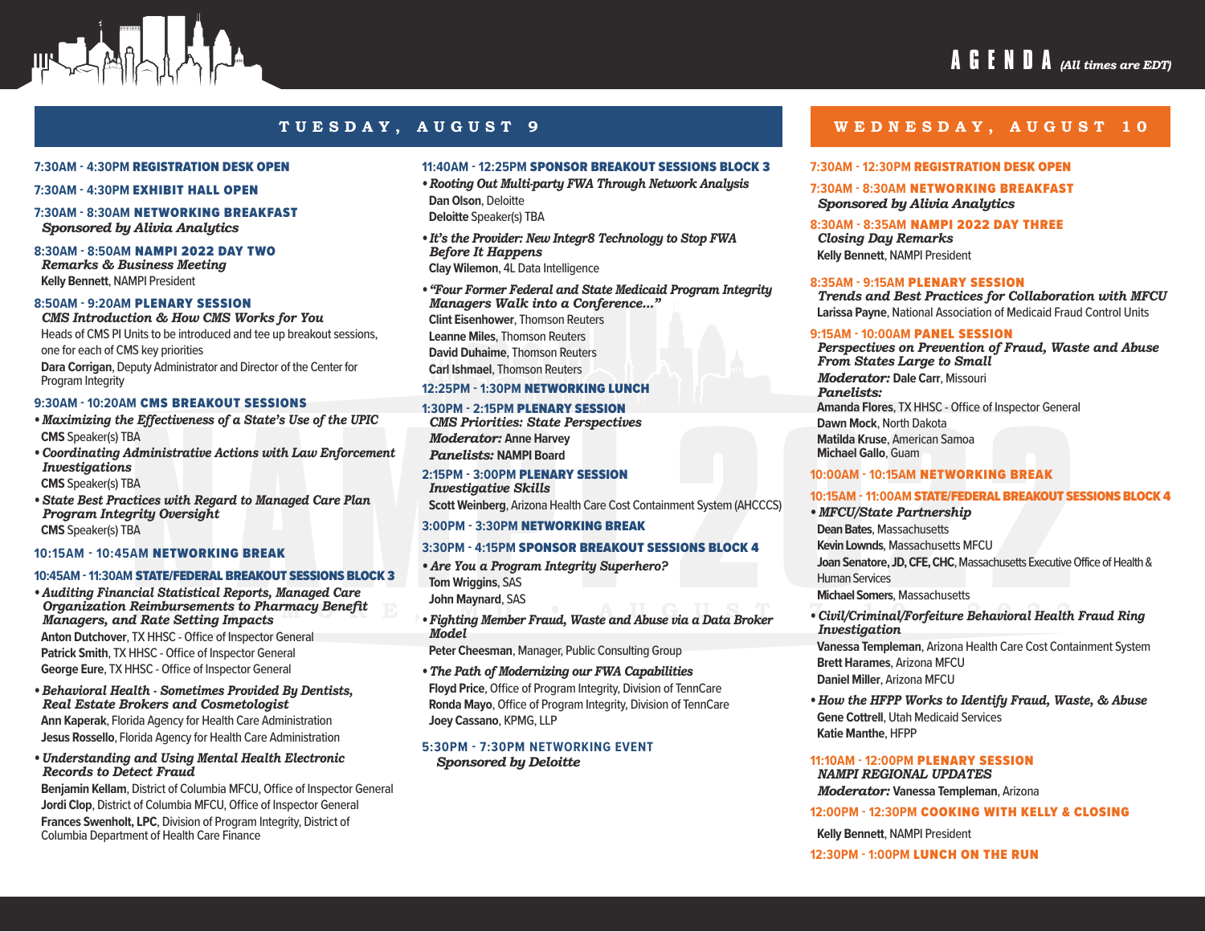# AGENDA *(All times are EDT)*

## TUESDAY, AUGUST 9

**7:30AM - 4:30PM REGISTRATION DESK OPEN**

**7:30AM - 4:30PM EXHIBIT HALL OPEN**

**7:30AM - 8:30AM NETWORKING BREAKFAST**
*Sponsored by Alivia Analytics*

**8:30AM - 8:50AM NAMPI 2022 DAY TWO**
*Remarks & Business Meeting*
**Kelly Bennett**, NAMPI President

**8:50AM - 9:20AM PLENARY SESSION**
*CMS Introduction & How CMS Works for You*
Heads of CMS PI Units to be introduced and tee up breakout sessions, one for each of CMS key priorities
**Dara Corrigan**, Deputy Administrator and Director of the Center for Program Integrity

**9:30AM - 10:20AM CMS BREAKOUT SESSIONS**

- *Maximizing the Effectiveness of a State's Use of the UPIC*
  **CMS** Speaker(s) TBA
- *Coordinating Administrative Actions with Law Enforcement Investigations*
  **CMS** Speaker(s) TBA
- *State Best Practices with Regard to Managed Care Plan Program Integrity Oversight*
  **CMS** Speaker(s) TBA

**10:15AM - 10:45AM NETWORKING BREAK**

**10:45AM - 11:30AM STATE/FEDERAL BREAKOUT SESSIONS BLOCK 3**

- *Auditing Financial Statistical Reports, Managed Care Organization Reimbursements to Pharmacy Benefit Managers, and Rate Setting Impacts*
  **Anton Dutchover**, TX HHSC - Office of Inspector General
  **Patrick Smith**, TX HHSC - Office of Inspector General
  **George Eure**, TX HHSC - Office of Inspector General
- *Behavioral Health - Sometimes Provided By Dentists, Real Estate Brokers and Cosmetologist*
  **Ann Kaperak**, Florida Agency for Health Care Administration
  **Jesus Rossello**, Florida Agency for Health Care Administration
- *Understanding and Using Mental Health Electronic Records to Detect Fraud*
  **Benjamin Kellam**, District of Columbia MFCU, Office of Inspector General
  **Jordi Clop**, District of Columbia MFCU, Office of Inspector General
  **Frances Swenholt, LPC**, Division of Program Integrity, District of Columbia Department of Health Care Finance

**11:40AM - 12:25PM SPONSOR BREAKOUT SESSIONS BLOCK 3**

- *Rooting Out Multi-party FWA Through Network Analysis*
  **Dan Olson**, Deloitte
  **Deloitte** Speaker(s) TBA
- *It's the Provider: New Integr8 Technology to Stop FWA Before It Happens*
  **Clay Wilemon**, 4L Data Intelligence
- *"Four Former Federal and State Medicaid Program Integrity Managers Walk into a Conference..."*
  **Clint Eisenhower**, Thomson Reuters
  **Leanne Miles**, Thomson Reuters
  **David Duhaime**, Thomson Reuters
  **Carl Ishmael**, Thomson Reuters

**12:25PM - 1:30PM NETWORKING LUNCH**

**1:30PM - 2:15PM PLENARY SESSION**
*CMS Priorities: State Perspectives*
*Moderator:* **Anne Harvey**
*Panelists:* **NAMPI Board**

**2:15PM - 3:00PM PLENARY SESSION**
*Investigative Skills*
**Scott Weinberg**, Arizona Health Care Cost Containment System (AHCCCS)

**3:00PM - 3:30PM NETWORKING BREAK**

**3:30PM - 4:15PM SPONSOR BREAKOUT SESSIONS BLOCK 4**

- *Are You a Program Integrity Superhero?*
  **Tom Wriggins**, SAS
  **John Maynard**, SAS
- *Fighting Member Fraud, Waste and Abuse via a Data Broker Model*
  **Peter Cheesman**, Manager, Public Consulting Group
- *The Path of Modernizing our FWA Capabilities*
  **Floyd Price**, Office of Program Integrity, Division of TennCare
  **Ronda Mayo**, Office of Program Integrity, Division of TennCare
  **Joey Cassano**, KPMG, LLP

**5:30PM - 7:30PM NETWORKING EVENT**
*Sponsored by Deloitte*

## WEDNESDAY, AUGUST 10

**7:30AM - 12:30PM REGISTRATION DESK OPEN**

**7:30AM - 8:30AM NETWORKING BREAKFAST**
*Sponsored by Alivia Analytics*

**8:30AM - 8:35AM NAMPI 2022 DAY THREE**
*Closing Day Remarks*
**Kelly Bennett**, NAMPI President

**8:35AM - 9:15AM PLENARY SESSION**
*Trends and Best Practices for Collaboration with MFCU*
**Larissa Payne**, National Association of Medicaid Fraud Control Units

**9:15AM - 10:00AM PANEL SESSION**
*Perspectives on Prevention of Fraud, Waste and Abuse From States Large to Small*
*Moderator:* **Dale Carr**, Missouri
*Panelists:*
**Amanda Flores**, TX HHSC - Office of Inspector General
**Dawn Mock**, North Dakota
**Matilda Kruse**, American Samoa
**Michael Gallo**, Guam

**10:00AM - 10:15AM NETWORKING BREAK**

**10:15AM - 11:00AM STATE/FEDERAL BREAKOUT SESSIONS BLOCK 4**

- *MFCU/State Partnership*
  **Dean Bates**, Massachusetts
  **Kevin Lownds**, Massachusetts MFCU
  **Joan Senatore, JD, CFE, CHC**, Massachusetts Executive Office of Health & Human Services
  **Michael Somers**, Massachusetts
- *Civil/Criminal/Forfeiture Behavioral Health Fraud Ring Investigation*
  **Vanessa Templeman**, Arizona Health Care Cost Containment System
  **Brett Harames**, Arizona MFCU
  **Daniel Miller**, Arizona MFCU
- *How the HFPP Works to Identify Fraud, Waste, & Abuse*
  **Gene Cottrell**, Utah Medicaid Services
  **Katie Manthe**, HFPP

**11:10AM - 12:00PM PLENARY SESSION**
*NAMPI REGIONAL UPDATES*
*Moderator:* **Vanessa Templeman**, Arizona

**12:00PM - 12:30PM COOKING WITH KELLY & CLOSING**
**Kelly Bennett**, NAMPI President

**12:30PM - 1:00PM LUNCH ON THE RUN**